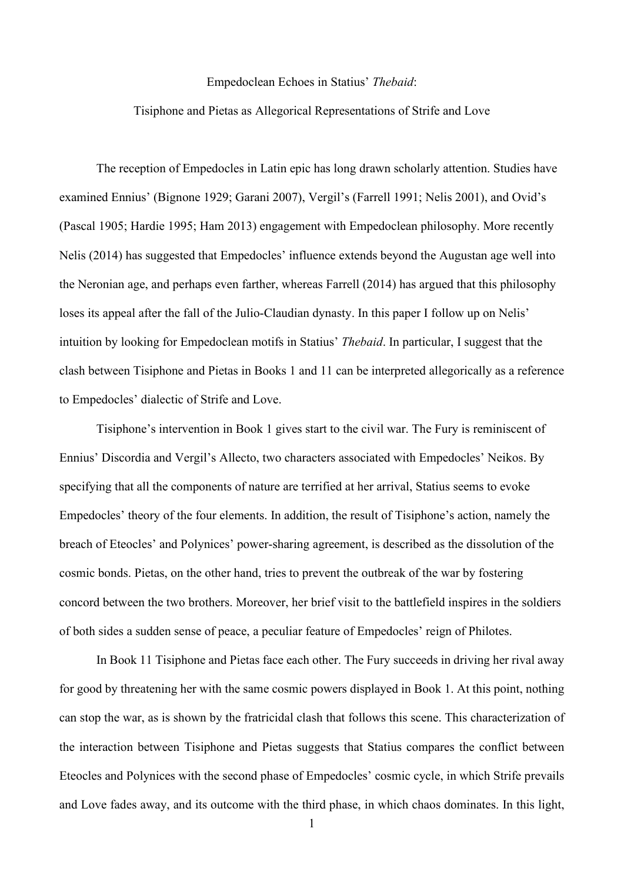Empedoclean Echoes in Statius' *Thebaid*:

Tisiphone and Pietas as Allegorical Representations of Strife and Love

The reception of Empedocles in Latin epic has long drawn scholarly attention. Studies have examined Ennius' (Bignone 1929; Garani 2007), Vergil's (Farrell 1991; Nelis 2001), and Ovid's (Pascal 1905; Hardie 1995; Ham 2013) engagement with Empedoclean philosophy. More recently Nelis (2014) has suggested that Empedocles' influence extends beyond the Augustan age well into the Neronian age, and perhaps even farther, whereas Farrell (2014) has argued that this philosophy loses its appeal after the fall of the Julio-Claudian dynasty. In this paper I follow up on Nelis' intuition by looking for Empedoclean motifs in Statius' *Thebaid*. In particular, I suggest that the clash between Tisiphone and Pietas in Books 1 and 11 can be interpreted allegorically as a reference to Empedocles' dialectic of Strife and Love.

Tisiphone's intervention in Book 1 gives start to the civil war. The Fury is reminiscent of Ennius' Discordia and Vergil's Allecto, two characters associated with Empedocles' Neikos. By specifying that all the components of nature are terrified at her arrival, Statius seems to evoke Empedocles' theory of the four elements. In addition, the result of Tisiphone's action, namely the breach of Eteocles' and Polynices' power-sharing agreement, is described as the dissolution of the cosmic bonds. Pietas, on the other hand, tries to prevent the outbreak of the war by fostering concord between the two brothers. Moreover, her brief visit to the battlefield inspires in the soldiers of both sides a sudden sense of peace, a peculiar feature of Empedocles' reign of Philotes.

In Book 11 Tisiphone and Pietas face each other. The Fury succeeds in driving her rival away for good by threatening her with the same cosmic powers displayed in Book 1. At this point, nothing can stop the war, as is shown by the fratricidal clash that follows this scene. This characterization of the interaction between Tisiphone and Pietas suggests that Statius compares the conflict between Eteocles and Polynices with the second phase of Empedocles' cosmic cycle, in which Strife prevails and Love fades away, and its outcome with the third phase, in which chaos dominates. In this light,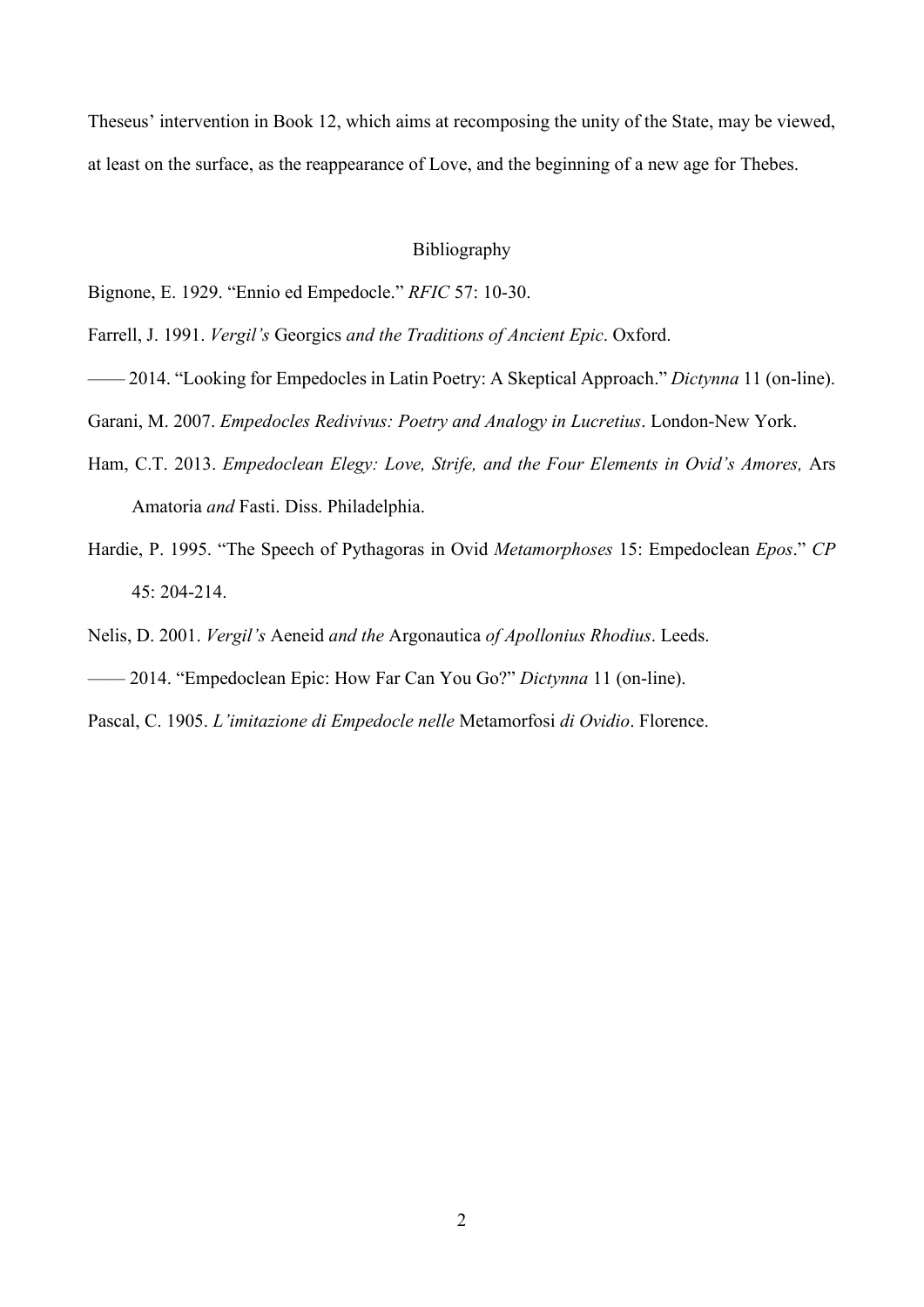Theseus' intervention in Book 12, which aims at recomposing the unity of the State, may be viewed, at least on the surface, as the reappearance of Love, and the beginning of a new age for Thebes.

## Bibliography

Bignone, E. 1929. "Ennio ed Empedocle." *RFIC* 57: 10-30.

Farrell, J. 1991. *Vergil's* Georgics *and the Traditions of Ancient Epic*. Oxford.

—— 2014. "Looking for Empedocles in Latin Poetry: A Skeptical Approach." *Dictynna* 11 (on-line).

Garani, M. 2007. *Empedocles Redivivus: Poetry and Analogy in Lucretius*. London-New York.

Ham, C.T. 2013. *Empedoclean Elegy: Love, Strife, and the Four Elements in Ovid's Amores,* Ars Amatoria *and* Fasti. Diss. Philadelphia.

Hardie, P. 1995. "The Speech of Pythagoras in Ovid *Metamorphoses* 15: Empedoclean *Epos*." *CP* 45: 204-214.

Nelis, D. 2001. *Vergil's* Aeneid *and the* Argonautica *of Apollonius Rhodius*. Leeds.

—— 2014. "Empedoclean Epic: How Far Can You Go?" *Dictynna* 11 (on-line).

Pascal, C. 1905. *L'imitazione di Empedocle nelle* Metamorfosi *di Ovidio*. Florence.